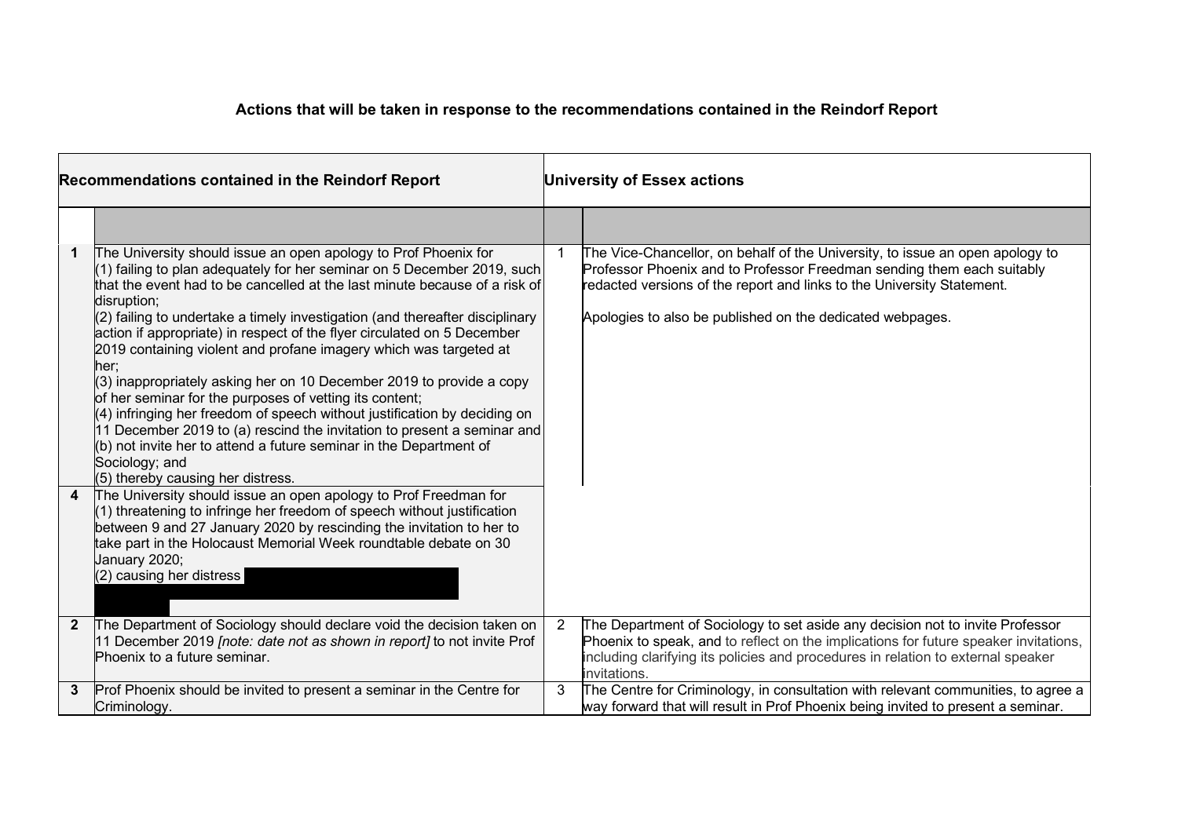**Actions that will be taken in response to the recommendations contained in the Reindorf Report**

| | Recommendations contained in the Reindorf Report | | University of Essex actions |
|---|---|---|---|
| | | | |
| 1 | The University should issue an open apology to Prof Phoenix for<br>(1) failing to plan adequately for her seminar on 5 December 2019, such that the event had to be cancelled at the last minute because of a risk of disruption;<br>(2) failing to undertake a timely investigation (and thereafter disciplinary action if appropriate) in respect of the flyer circulated on 5 December 2019 containing violent and profane imagery which was targeted at her;<br>(3) inappropriately asking her on 10 December 2019 to provide a copy of her seminar for the purposes of vetting its content;<br>(4) infringing her freedom of speech without justification by deciding on 11 December 2019 to (a) rescind the invitation to present a seminar and (b) not invite her to attend a future seminar in the Department of Sociology; and<br>(5) thereby causing her distress. | 1 | The Vice-Chancellor, on behalf of the University, to issue an open apology to Professor Phoenix and to Professor Freedman sending them each suitably redacted versions of the report and links to the University Statement.<br><br>Apologies to also be published on the dedicated webpages. |
| 4 | The University should issue an open apology to Prof Freedman for<br>(1) threatening to infringe her freedom of speech without justification between 9 and 27 January 2020 by rescinding the invitation to her to take part in the Holocaust Memorial Week roundtable debate on 30 January 2020;<br>(2) causing her distress | | |
| 2 | The Department of Sociology should declare void the decision taken on 11 December 2019 *[note: date not as shown in report]* to not invite Prof Phoenix to a future seminar. | 2 | The Department of Sociology to set aside any decision not to invite Professor Phoenix to speak, and to reflect on the implications for future speaker invitations, including clarifying its policies and procedures in relation to external speaker invitations. |
| 3 | Prof Phoenix should be invited to present a seminar in the Centre for Criminology. | 3 | The Centre for Criminology, in consultation with relevant communities, to agree a way forward that will result in Prof Phoenix being invited to present a seminar. |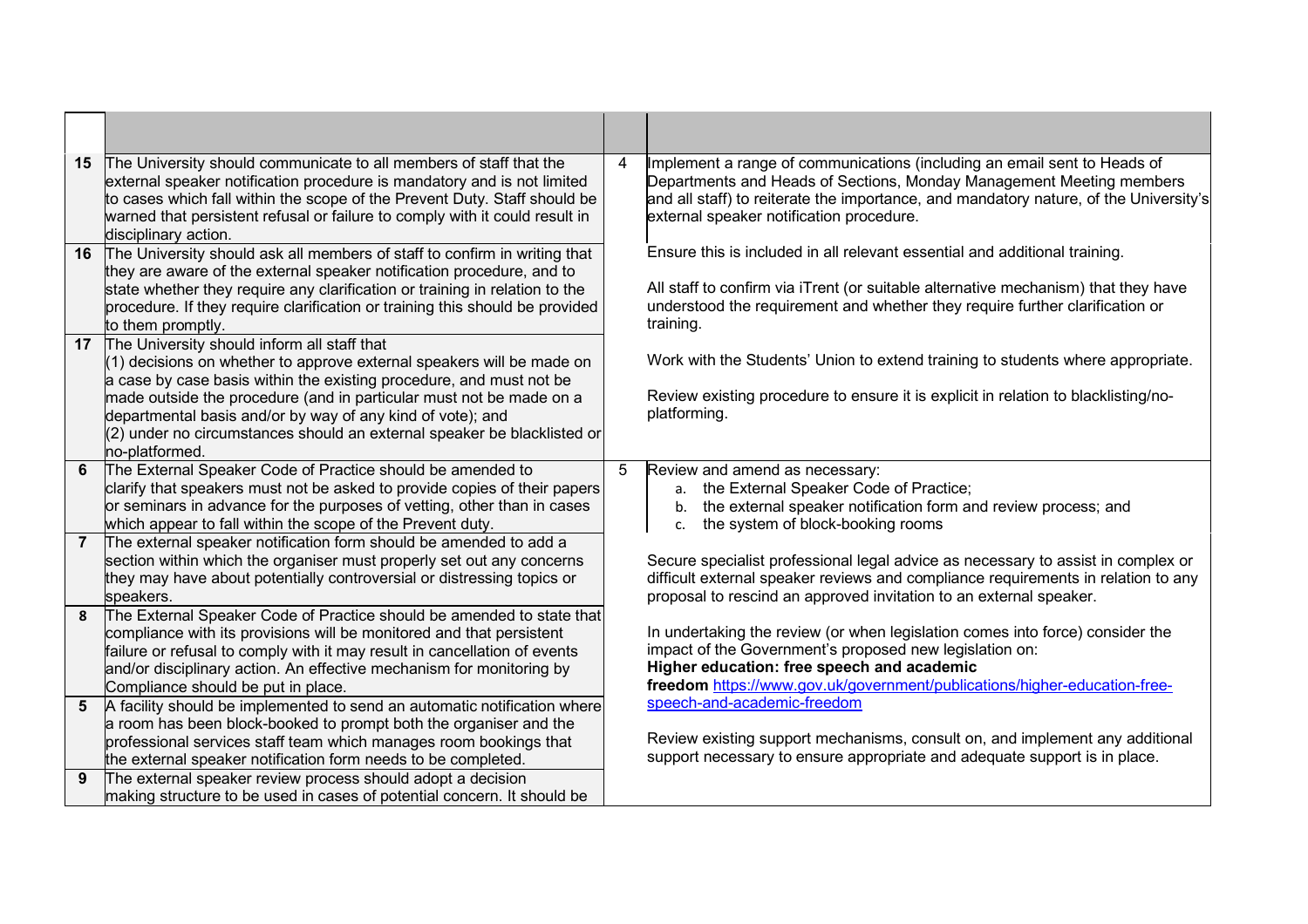| | | | |
|---|---|---|---|
| **15** | The University should communicate to all members of staff that the external speaker notification procedure is mandatory and is not limited to cases which fall within the scope of the Prevent Duty. Staff should be warned that persistent refusal or failure to comply with it could result in disciplinary action. | 4 | Implement a range of communications (including an email sent to Heads of Departments and Heads of Sections, Monday Management Meeting members and all staff) to reiterate the importance, and mandatory nature, of the University's external speaker notification procedure. |
| **16** | The University should ask all members of staff to confirm in writing that they are aware of the external speaker notification procedure, and to state whether they require any clarification or training in relation to the procedure. If they require clarification or training this should be provided to them promptly. | | Ensure this is included in all relevant essential and additional training.<br><br>All staff to confirm via iTrent (or suitable alternative mechanism) that they have understood the requirement and whether they require further clarification or training. |
| **17** | The University should inform all staff that<br>(1) decisions on whether to approve external speakers will be made on a case by case basis within the existing procedure, and must not be made outside the procedure (and in particular must not be made on a departmental basis and/or by way of any kind of vote); and<br>(2) under no circumstances should an external speaker be blacklisted or no-platformed. | | Work with the Students' Union to extend training to students where appropriate.<br><br>Review existing procedure to ensure it is explicit in relation to blacklisting/no-platforming. |
| **6** | The External Speaker Code of Practice should be amended to clarify that speakers must not be asked to provide copies of their papers or seminars in advance for the purposes of vetting, other than in cases which appear to fall within the scope of the Prevent duty. | 5 | Review and amend as necessary:<br>a. the External Speaker Code of Practice;<br>b. the external speaker notification form and review process; and<br>c. the system of block-booking rooms |
| **7** | The external speaker notification form should be amended to add a section within which the organiser must properly set out any concerns they may have about potentially controversial or distressing topics or speakers. | | Secure specialist professional legal advice as necessary to assist in complex or difficult external speaker reviews and compliance requirements in relation to any proposal to rescind an approved invitation to an external speaker. |
| **8** | The External Speaker Code of Practice should be amended to state that compliance with its provisions will be monitored and that persistent failure or refusal to comply with it may result in cancellation of events and/or disciplinary action. An effective mechanism for monitoring by Compliance should be put in place. | | In undertaking the review (or when legislation comes into force) consider the impact of the Government's proposed new legislation on:<br>**Higher education: free speech and academic freedom** https://www.gov.uk/government/publications/higher-education-free-speech-and-academic-freedom |
| **5** | A facility should be implemented to send an automatic notification where a room has been block-booked to prompt both the organiser and the professional services staff team which manages room bookings that the external speaker notification form needs to be completed. | | Review existing support mechanisms, consult on, and implement any additional support necessary to ensure appropriate and adequate support is in place. |
| **9** | The external speaker review process should adopt a decision making structure to be used in cases of potential concern. It should be | | |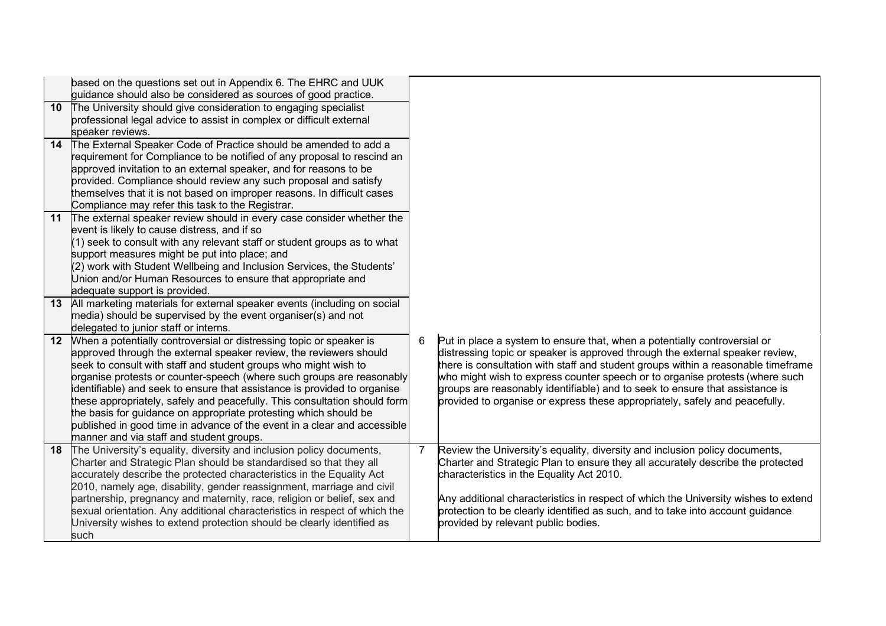| | | | |
|---|---|---|---|
| | based on the questions set out in Appendix 6. The EHRC and UUK guidance should also be considered as sources of good practice. | | |
| 10 | The University should give consideration to engaging specialist professional legal advice to assist in complex or difficult external speaker reviews. | | |
| 14 | The External Speaker Code of Practice should be amended to add a requirement for Compliance to be notified of any proposal to rescind an approved invitation to an external speaker, and for reasons to be provided. Compliance should review any such proposal and satisfy themselves that it is not based on improper reasons. In difficult cases Compliance may refer this task to the Registrar. | | |
| 11 | The external speaker review should in every case consider whether the event is likely to cause distress, and if so<br>(1) seek to consult with any relevant staff or student groups as to what support measures might be put into place; and<br>(2) work with Student Wellbeing and Inclusion Services, the Students' Union and/or Human Resources to ensure that appropriate and adequate support is provided. | | |
| 13 | All marketing materials for external speaker events (including on social media) should be supervised by the event organiser(s) and not delegated to junior staff or interns. | | |
| 12 | When a potentially controversial or distressing topic or speaker is approved through the external speaker review, the reviewers should seek to consult with staff and student groups who might wish to organise protests or counter-speech (where such groups are reasonably identifiable) and seek to ensure that assistance is provided to organise these appropriately, safely and peacefully. This consultation should form the basis for guidance on appropriate protesting which should be published in good time in advance of the event in a clear and accessible manner and via staff and student groups. | 6 | Put in place a system to ensure that, when a potentially controversial or distressing topic or speaker is approved through the external speaker review, there is consultation with staff and student groups within a reasonable timeframe who might wish to express counter speech or to organise protests (where such groups are reasonably identifiable) and to seek to ensure that assistance is provided to organise or express these appropriately, safely and peacefully. |
| 18 | The University's equality, diversity and inclusion policy documents, Charter and Strategic Plan should be standardised so that they all accurately describe the protected characteristics in the Equality Act 2010, namely age, disability, gender reassignment, marriage and civil partnership, pregnancy and maternity, race, religion or belief, sex and sexual orientation. Any additional characteristics in respect of which the University wishes to extend protection should be clearly identified as such | 7 | Review the University's equality, diversity and inclusion policy documents, Charter and Strategic Plan to ensure they all accurately describe the protected characteristics in the Equality Act 2010.<br><br>Any additional characteristics in respect of which the University wishes to extend protection to be clearly identified as such, and to take into account guidance provided by relevant public bodies. |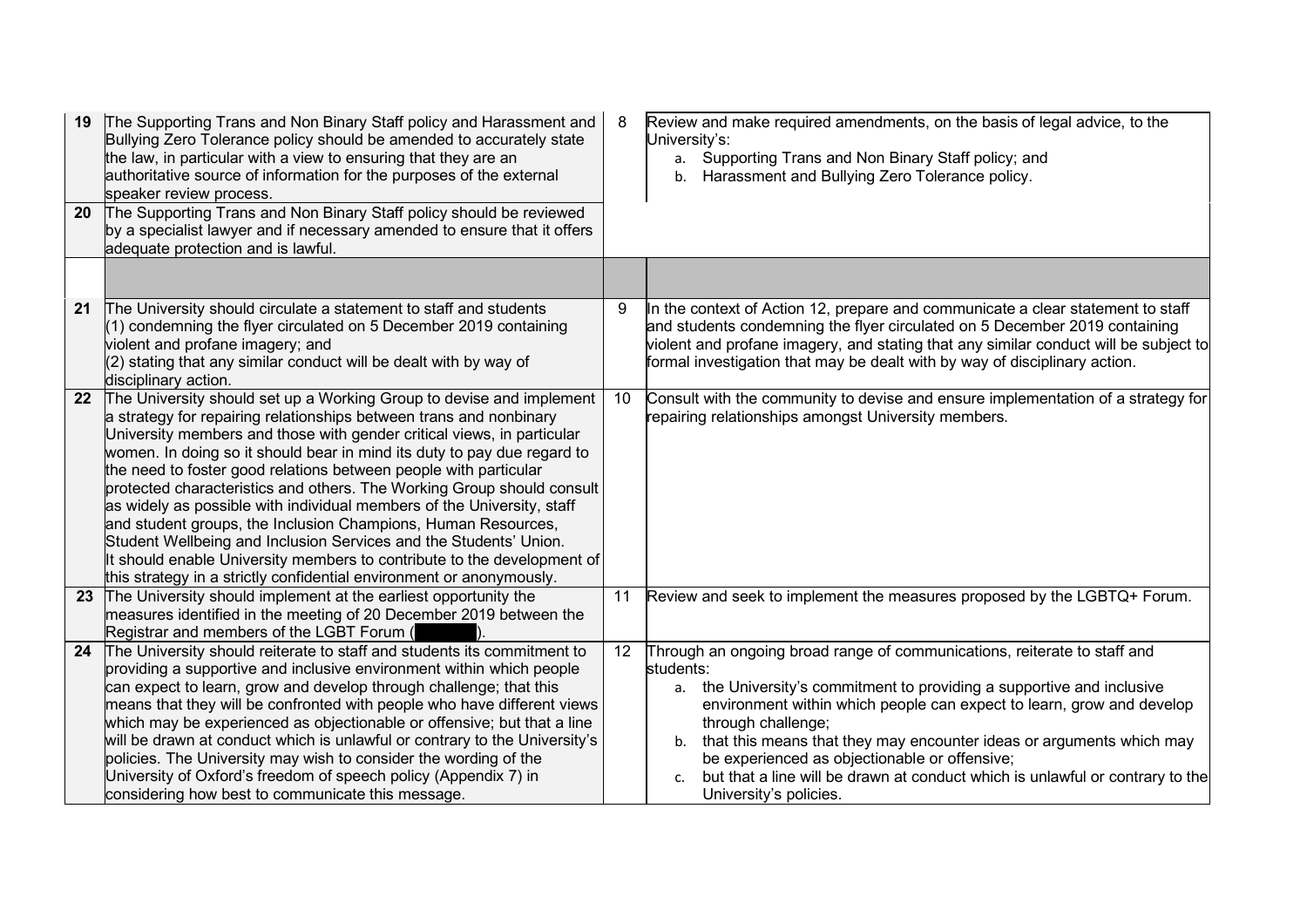| | | | |
|---|---|---|---|
| **19** | The Supporting Trans and Non Binary Staff policy and Harassment and Bullying Zero Tolerance policy should be amended to accurately state the law, in particular with a view to ensuring that they are an authoritative source of information for the purposes of the external speaker review process. | 8 | Review and make required amendments, on the basis of legal advice, to the University's:<br>a. Supporting Trans and Non Binary Staff policy; and<br>b. Harassment and Bullying Zero Tolerance policy. |
| **20** | The Supporting Trans and Non Binary Staff policy should be reviewed by a specialist lawyer and if necessary amended to ensure that it offers adequate protection and is lawful. | | |
| | | | |
| **21** | The University should circulate a statement to staff and students (1) condemning the flyer circulated on 5 December 2019 containing violent and profane imagery; and (2) stating that any similar conduct will be dealt with by way of disciplinary action. | 9 | In the context of Action 12, prepare and communicate a clear statement to staff and students condemning the flyer circulated on 5 December 2019 containing violent and profane imagery, and stating that any similar conduct will be subject to formal investigation that may be dealt with by way of disciplinary action. |
| **22** | The University should set up a Working Group to devise and implement a strategy for repairing relationships between trans and nonbinary University members and those with gender critical views, in particular women. In doing so it should bear in mind its duty to pay due regard to the need to foster good relations between people with particular protected characteristics and others. The Working Group should consult as widely as possible with individual members of the University, staff and student groups, the Inclusion Champions, Human Resources, Student Wellbeing and Inclusion Services and the Students' Union. It should enable University members to contribute to the development of this strategy in a strictly confidential environment or anonymously. | 10 | Consult with the community to devise and ensure implementation of a strategy for repairing relationships amongst University members. |
| **23** | The University should implement at the earliest opportunity the measures identified in the meeting of 20 December 2019 between the Registrar and members of the LGBT Forum ( ). | 11 | Review and seek to implement the measures proposed by the LGBTQ+ Forum. |
| **24** | The University should reiterate to staff and students its commitment to providing a supportive and inclusive environment within which people can expect to learn, grow and develop through challenge; that this means that they will be confronted with people who have different views which may be experienced as objectionable or offensive; but that a line will be drawn at conduct which is unlawful or contrary to the University's policies. The University may wish to consider the wording of the University of Oxford's freedom of speech policy (Appendix 7) in considering how best to communicate this message. | 12 | Through an ongoing broad range of communications, reiterate to staff and students:<br>a. the University's commitment to providing a supportive and inclusive environment within which people can expect to learn, grow and develop through challenge;<br>b. that this means that they may encounter ideas or arguments which may be experienced as objectionable or offensive;<br>c. but that a line will be drawn at conduct which is unlawful or contrary to the University's policies. |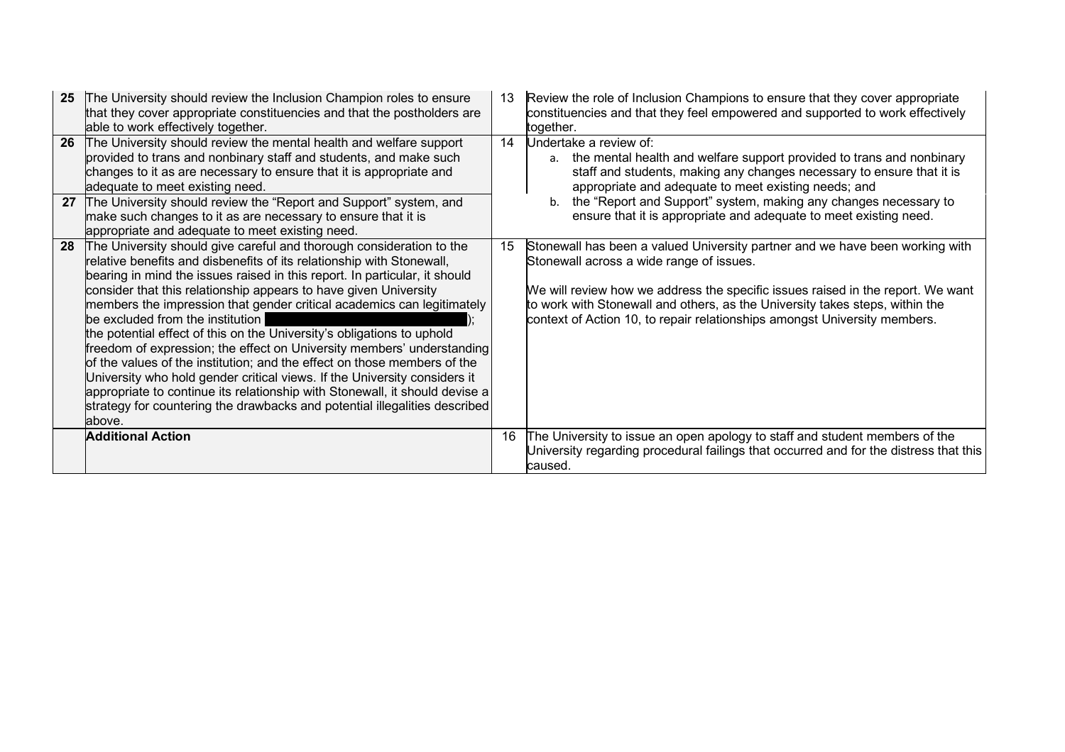| | | | |
|---|---|---|---|
| **25** | The University should review the Inclusion Champion roles to ensure that they cover appropriate constituencies and that the postholders are able to work effectively together. | 13 | Review the role of Inclusion Champions to ensure that they cover appropriate constituencies and that they feel empowered and supported to work effectively together. |
| **26** | The University should review the mental health and welfare support provided to trans and nonbinary staff and students, and make such changes to it as are necessary to ensure that it is appropriate and adequate to meet existing need. | 14 | Undertake a review of: a. the mental health and welfare support provided to trans and nonbinary staff and students, making any changes necessary to ensure that it is appropriate and adequate to meet existing needs; and b. the "Report and Support" system, making any changes necessary to ensure that it is appropriate and adequate to meet existing need. |
| **27** | The University should review the "Report and Support" system, and make such changes to it as are necessary to ensure that it is appropriate and adequate to meet existing need. | | |
| **28** | The University should give careful and thorough consideration to the relative benefits and disbenefits of its relationship with Stonewall, bearing in mind the issues raised in this report. In particular, it should consider that this relationship appears to have given University members the impression that gender critical academics can legitimately be excluded from the institution [redacted]); the potential effect of this on the University's obligations to uphold freedom of expression; the effect on University members' understanding of the values of the institution; and the effect on those members of the University who hold gender critical views. If the University considers it appropriate to continue its relationship with Stonewall, it should devise a strategy for countering the drawbacks and potential illegalities described above. | 15 | Stonewall has been a valued University partner and we have been working with Stonewall across a wide range of issues.<br><br>We will review how we address the specific issues raised in the report. We want to work with Stonewall and others, as the University takes steps, within the context of Action 10, to repair relationships amongst University members. |
| | **Additional Action** | 16 | The University to issue an open apology to staff and student members of the University regarding procedural failings that occurred and for the distress that this caused. |